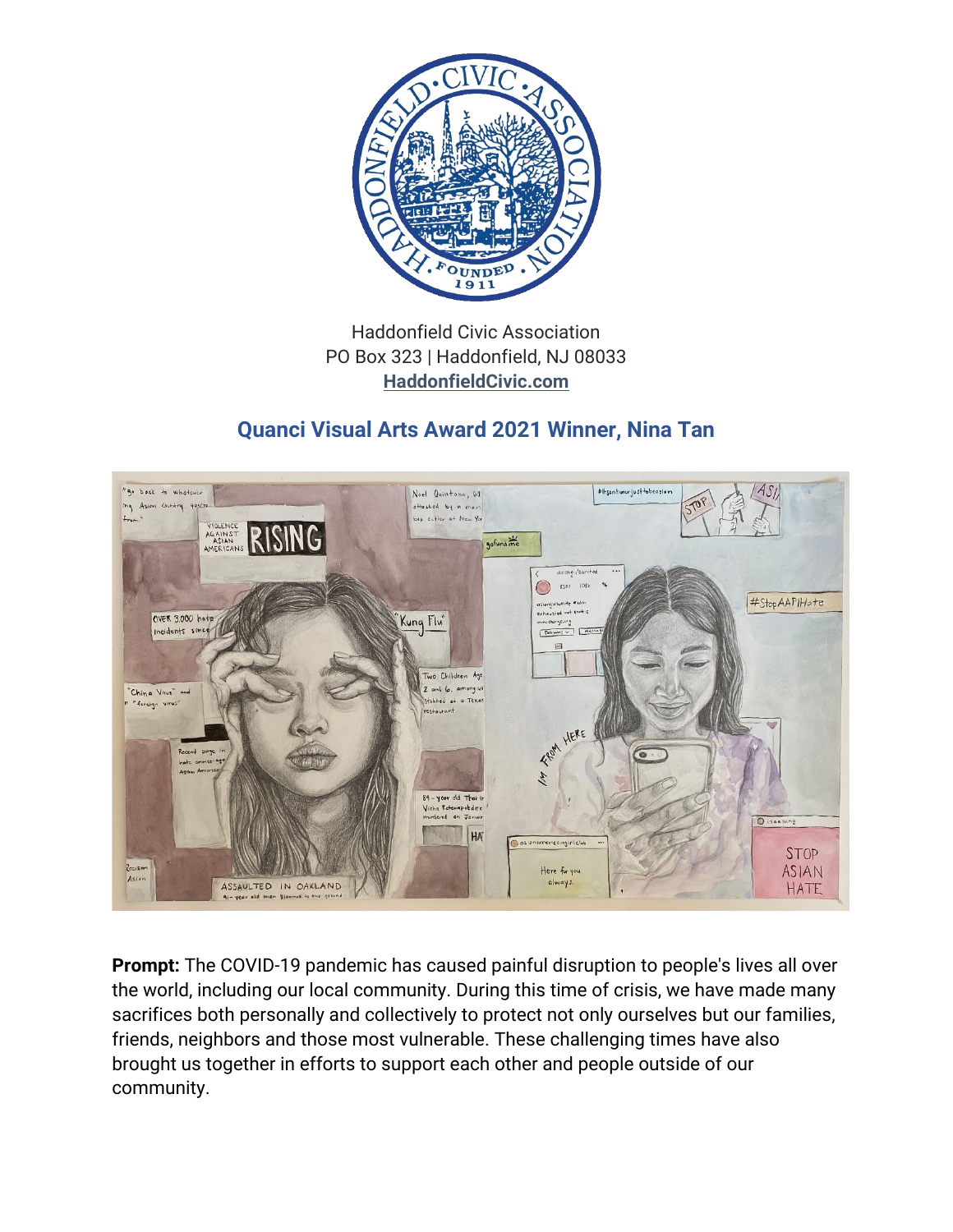Haddonfield Civic Association
PO Box 323 | Haddonfield, NJ 08033
**HaddonfieldCivic.com**

## Quanci Visual Arts Award 2021 Winner, Nina Tan

**Prompt:** The COVID-19 pandemic has caused painful disruption to people's lives all over the world, including our local community. During this time of crisis, we have made many sacrifices both personally and collectively to protect not only ourselves but our families, friends, neighbors and those most vulnerable. These challenging times have also brought us together in efforts to support each other and people outside of our community.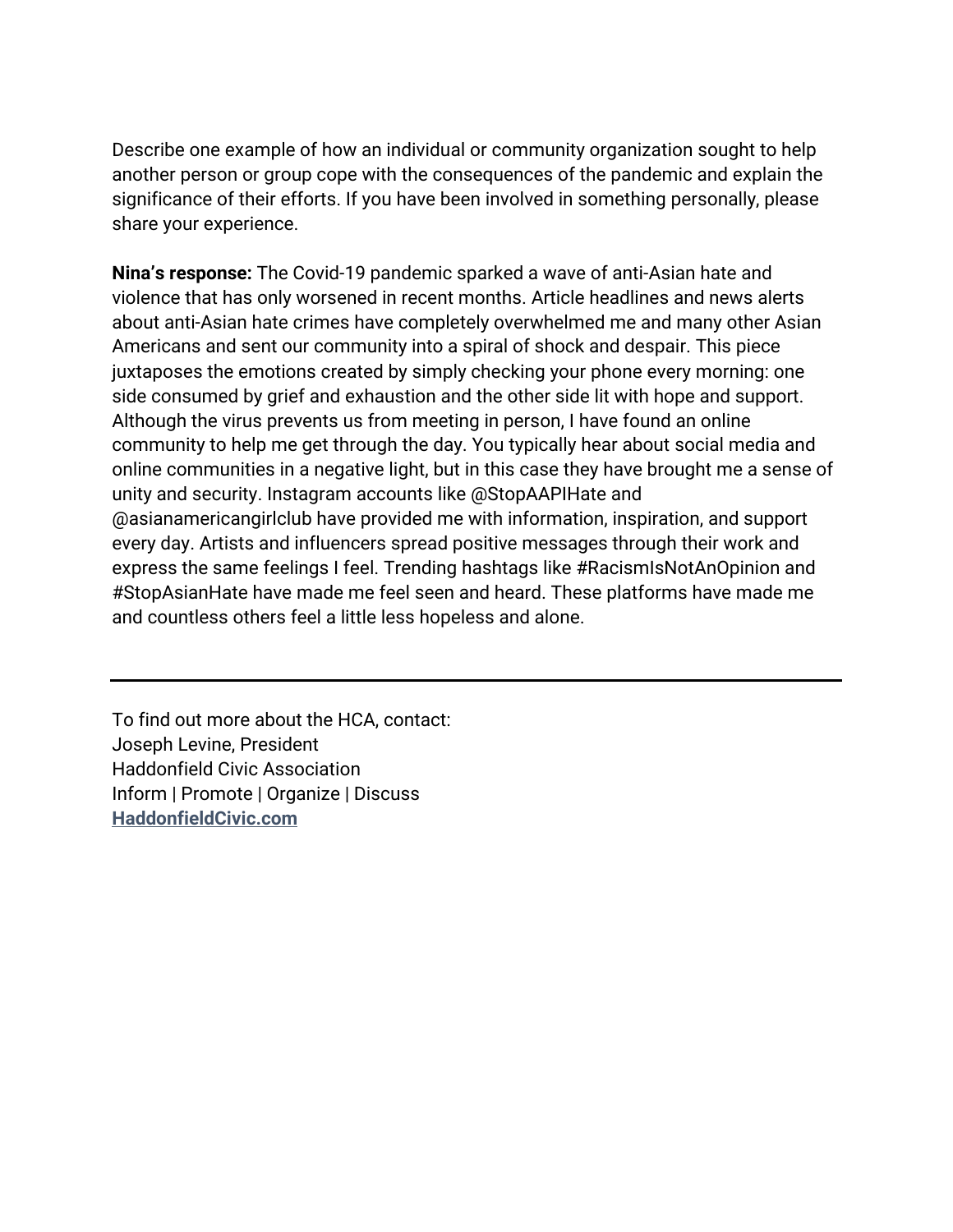Describe one example of how an individual or community organization sought to help another person or group cope with the consequences of the pandemic and explain the significance of their efforts. If you have been involved in something personally, please share your experience.

**Nina's response:** The Covid-19 pandemic sparked a wave of anti-Asian hate and violence that has only worsened in recent months. Article headlines and news alerts about anti-Asian hate crimes have completely overwhelmed me and many other Asian Americans and sent our community into a spiral of shock and despair. This piece juxtaposes the emotions created by simply checking your phone every morning: one side consumed by grief and exhaustion and the other side lit with hope and support. Although the virus prevents us from meeting in person, I have found an online community to help me get through the day. You typically hear about social media and online communities in a negative light, but in this case they have brought me a sense of unity and security. Instagram accounts like @StopAAPIHate and @asianamericangirlclub have provided me with information, inspiration, and support every day. Artists and influencers spread positive messages through their work and express the same feelings I feel. Trending hashtags like #RacismIsNotAnOpinion and #StopAsianHate have made me feel seen and heard. These platforms have made me and countless others feel a little less hopeless and alone.

---

To find out more about the HCA, contact:
Joseph Levine, President
Haddonfield Civic Association
Inform | Promote | Organize | Discuss
**HaddonfieldCivic.com**